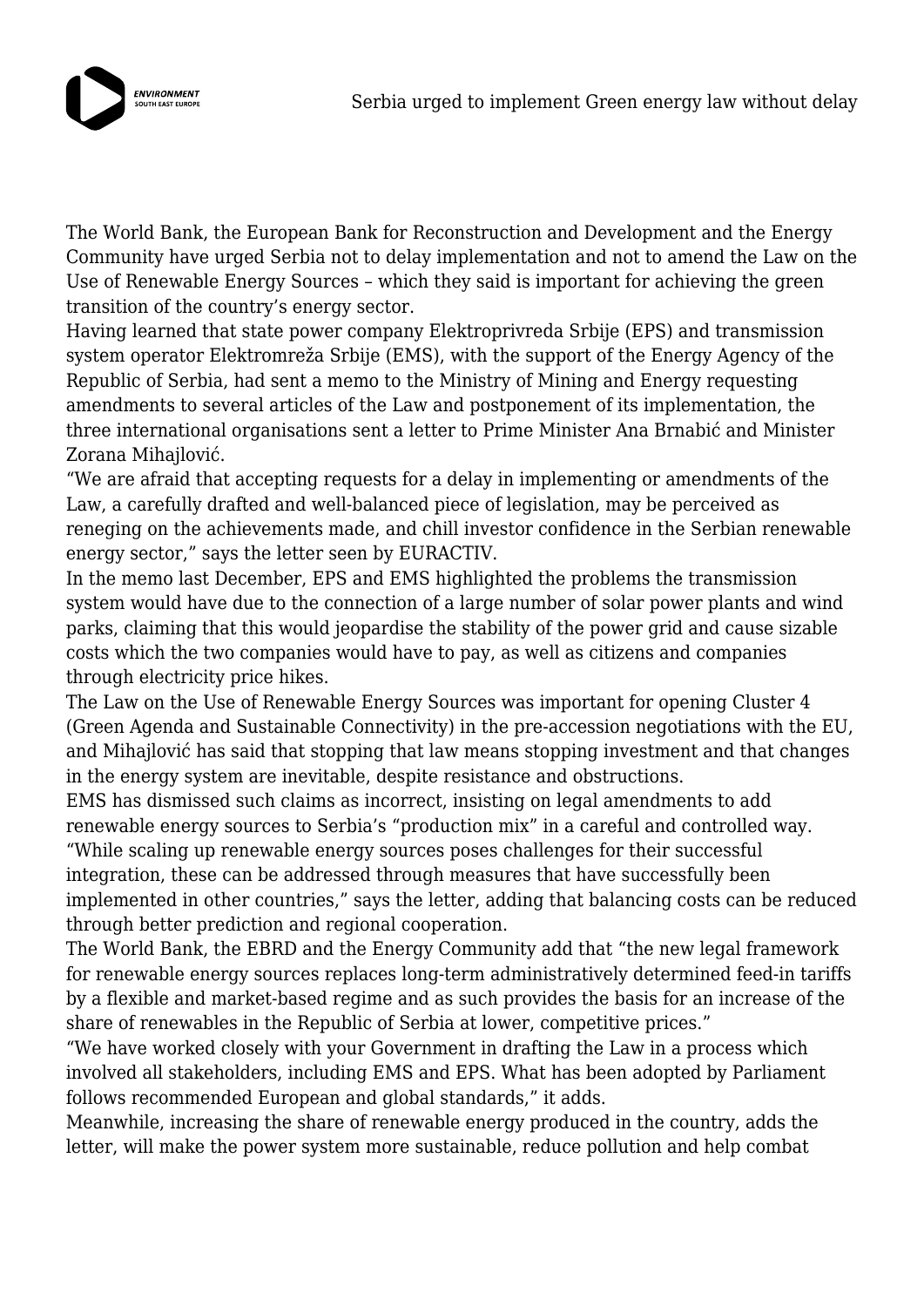# Serbia urged to implement Green energy law without delay

The World Bank, the European Bank for Reconstruction and Development and the Energy Community have urged Serbia not to delay implementation and not to amend the Law on the Use of Renewable Energy Sources – which they said is important for achieving the green transition of the country's energy sector.

Having learned that state power company Elektroprivreda Srbije (EPS) and transmission system operator Elektromreža Srbije (EMS), with the support of the Energy Agency of the Republic of Serbia, had sent a memo to the Ministry of Mining and Energy requesting amendments to several articles of the Law and postponement of its implementation, the three international organisations sent a letter to Prime Minister Ana Brnabić and Minister Zorana Mihajlović.

"We are afraid that accepting requests for a delay in implementing or amendments of the Law, a carefully drafted and well-balanced piece of legislation, may be perceived as reneging on the achievements made, and chill investor confidence in the Serbian renewable energy sector," says the letter seen by EURACTIV.

In the memo last December, EPS and EMS highlighted the problems the transmission system would have due to the connection of a large number of solar power plants and wind parks, claiming that this would jeopardise the stability of the power grid and cause sizable costs which the two companies would have to pay, as well as citizens and companies through electricity price hikes.

The Law on the Use of Renewable Energy Sources was important for opening Cluster 4 (Green Agenda and Sustainable Connectivity) in the pre-accession negotiations with the EU, and Mihajlović has said that stopping that law means stopping investment and that changes in the energy system are inevitable, despite resistance and obstructions.

EMS has dismissed such claims as incorrect, insisting on legal amendments to add renewable energy sources to Serbia's "production mix" in a careful and controlled way.

"While scaling up renewable energy sources poses challenges for their successful integration, these can be addressed through measures that have successfully been implemented in other countries," says the letter, adding that balancing costs can be reduced through better prediction and regional cooperation.

The World Bank, the EBRD and the Energy Community add that "the new legal framework for renewable energy sources replaces long-term administratively determined feed-in tariffs by a flexible and market-based regime and as such provides the basis for an increase of the share of renewables in the Republic of Serbia at lower, competitive prices."

"We have worked closely with your Government in drafting the Law in a process which involved all stakeholders, including EMS and EPS. What has been adopted by Parliament follows recommended European and global standards," it adds.

Meanwhile, increasing the share of renewable energy produced in the country, adds the letter, will make the power system more sustainable, reduce pollution and help combat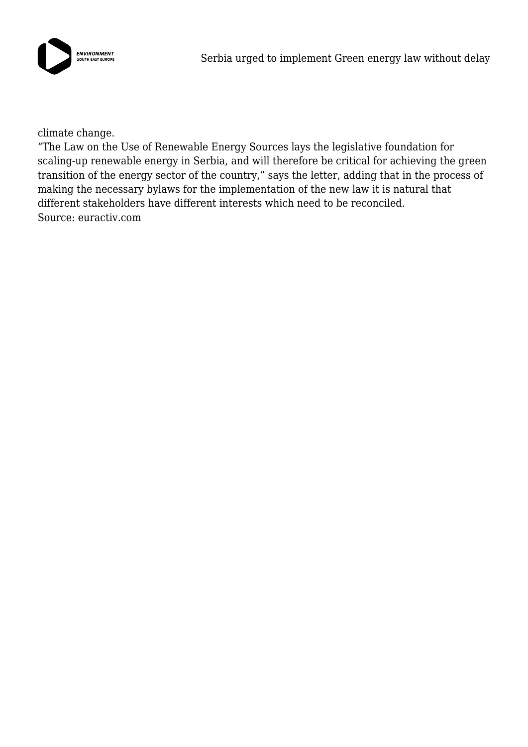climate change.

"The Law on the Use of Renewable Energy Sources lays the legislative foundation for scaling-up renewable energy in Serbia, and will therefore be critical for achieving the green transition of the energy sector of the country," says the letter, adding that in the process of making the necessary bylaws for the implementation of the new law it is natural that different stakeholders have different interests which need to be reconciled.

Source: euractiv.com